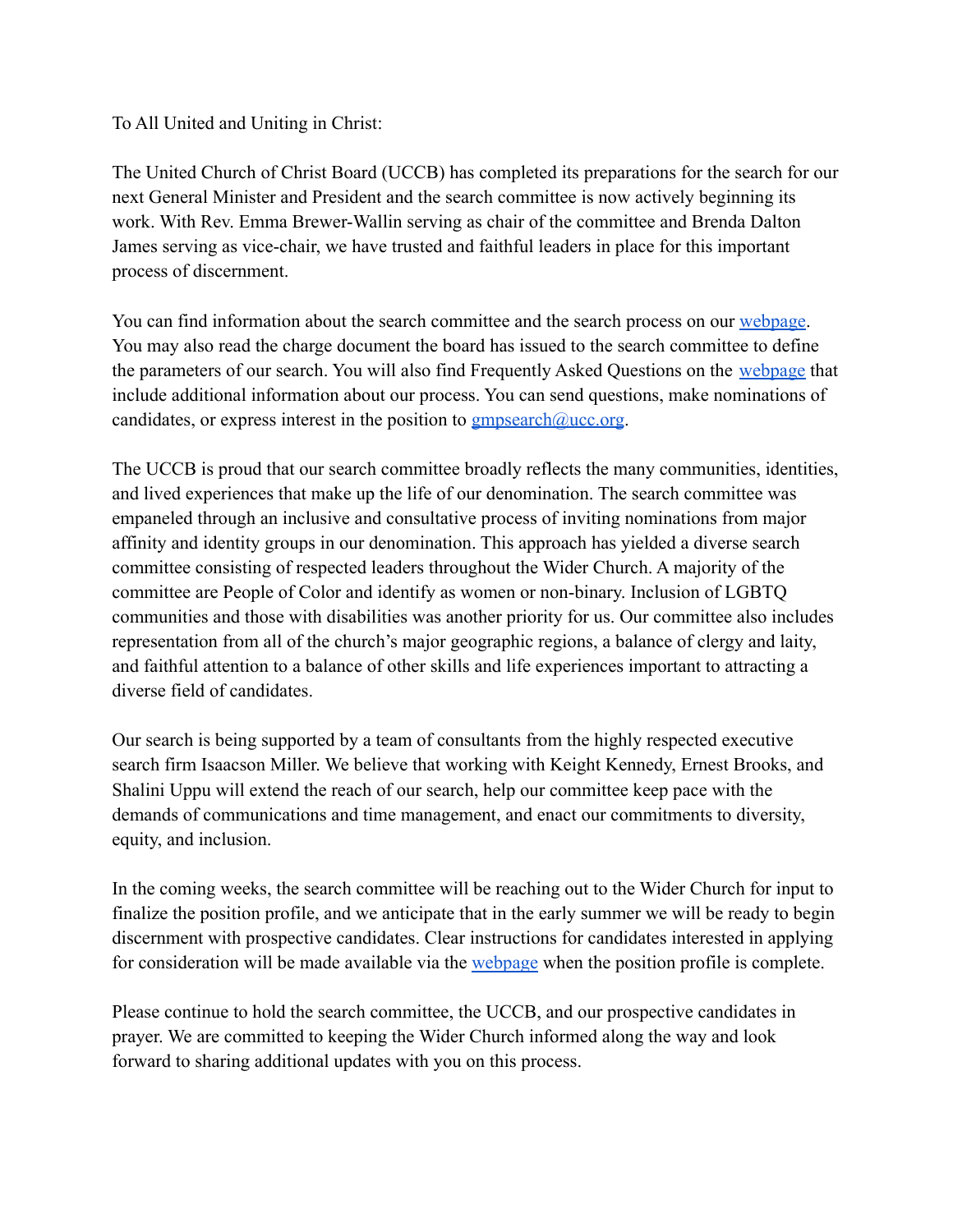To All United and Uniting in Christ:

The United Church of Christ Board (UCCB) has completed its preparations for the search for our next General Minister and President and the search committee is now actively beginning its work. With Rev. Emma Brewer-Wallin serving as chair of the committee and Brenda Dalton James serving as vice-chair, we have trusted and faithful leaders in place for this important process of discernment.

You can find information about the search committee and the search process on our webpage. You may also read the charge document the board has issued to the search committee to define the parameters of our search. You will also find Frequently Asked Questions on the webpage that include additional information about our process. You can send questions, make nominations of candidates, or express interest in the position to gmpsearch@ucc.org.

The UCCB is proud that our search committee broadly reflects the many communities, identities, and lived experiences that make up the life of our denomination. The search committee was empaneled through an inclusive and consultative process of inviting nominations from major affinity and identity groups in our denomination. This approach has yielded a diverse search committee consisting of respected leaders throughout the Wider Church. A majority of the committee are People of Color and identify as women or non-binary. Inclusion of LGBTQ communities and those with disabilities was another priority for us. Our committee also includes representation from all of the church's major geographic regions, a balance of clergy and laity, and faithful attention to a balance of other skills and life experiences important to attracting a diverse field of candidates.

Our search is being supported by a team of consultants from the highly respected executive search firm Isaacson Miller. We believe that working with Keight Kennedy, Ernest Brooks, and Shalini Uppu will extend the reach of our search, help our committee keep pace with the demands of communications and time management, and enact our commitments to diversity, equity, and inclusion.

In the coming weeks, the search committee will be reaching out to the Wider Church for input to finalize the position profile, and we anticipate that in the early summer we will be ready to begin discernment with prospective candidates. Clear instructions for candidates interested in applying for consideration will be made available via the webpage when the position profile is complete.

Please continue to hold the search committee, the UCCB, and our prospective candidates in prayer. We are committed to keeping the Wider Church informed along the way and look forward to sharing additional updates with you on this process.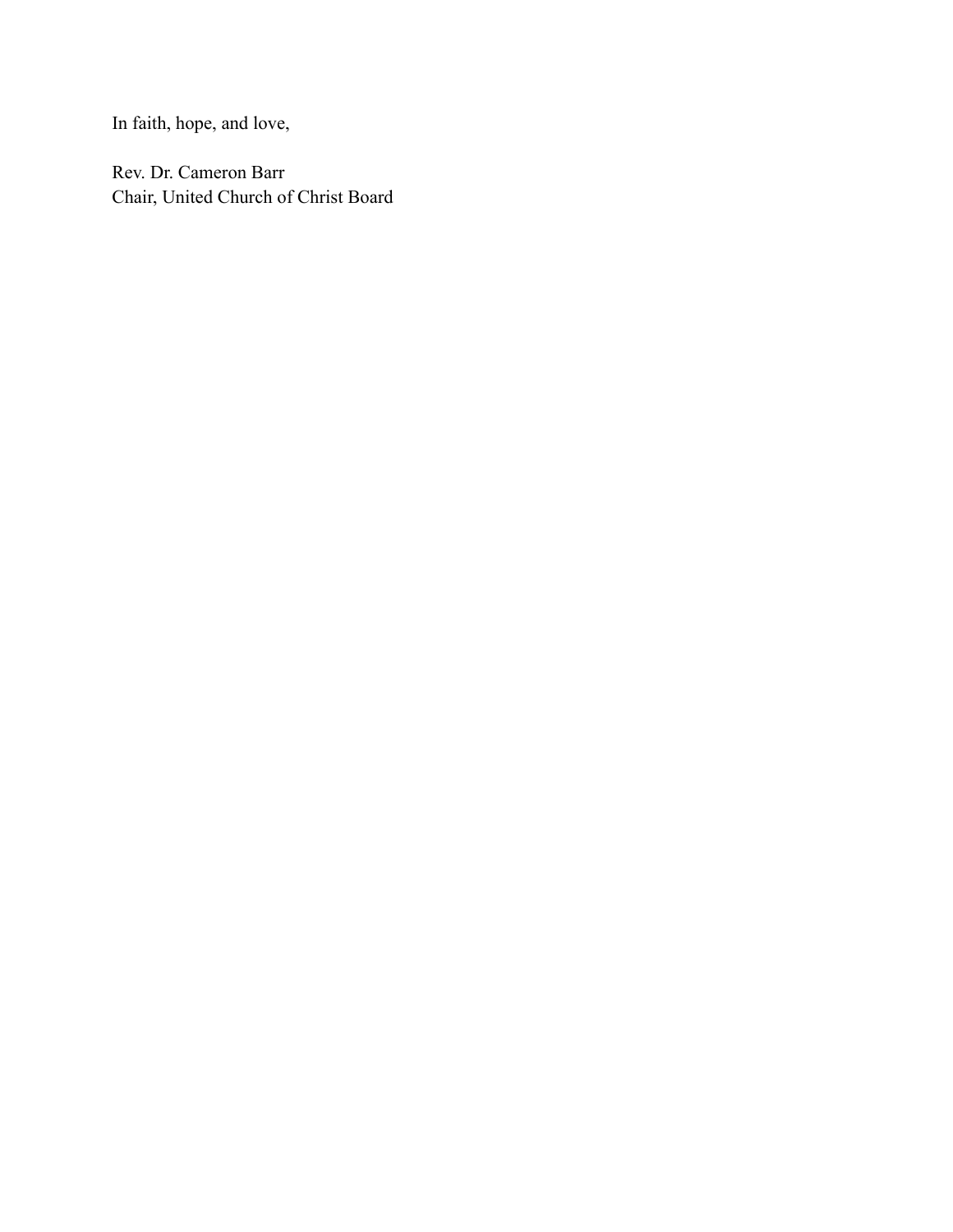In faith, hope, and love,

Rev. Dr. Cameron Barr
Chair, United Church of Christ Board